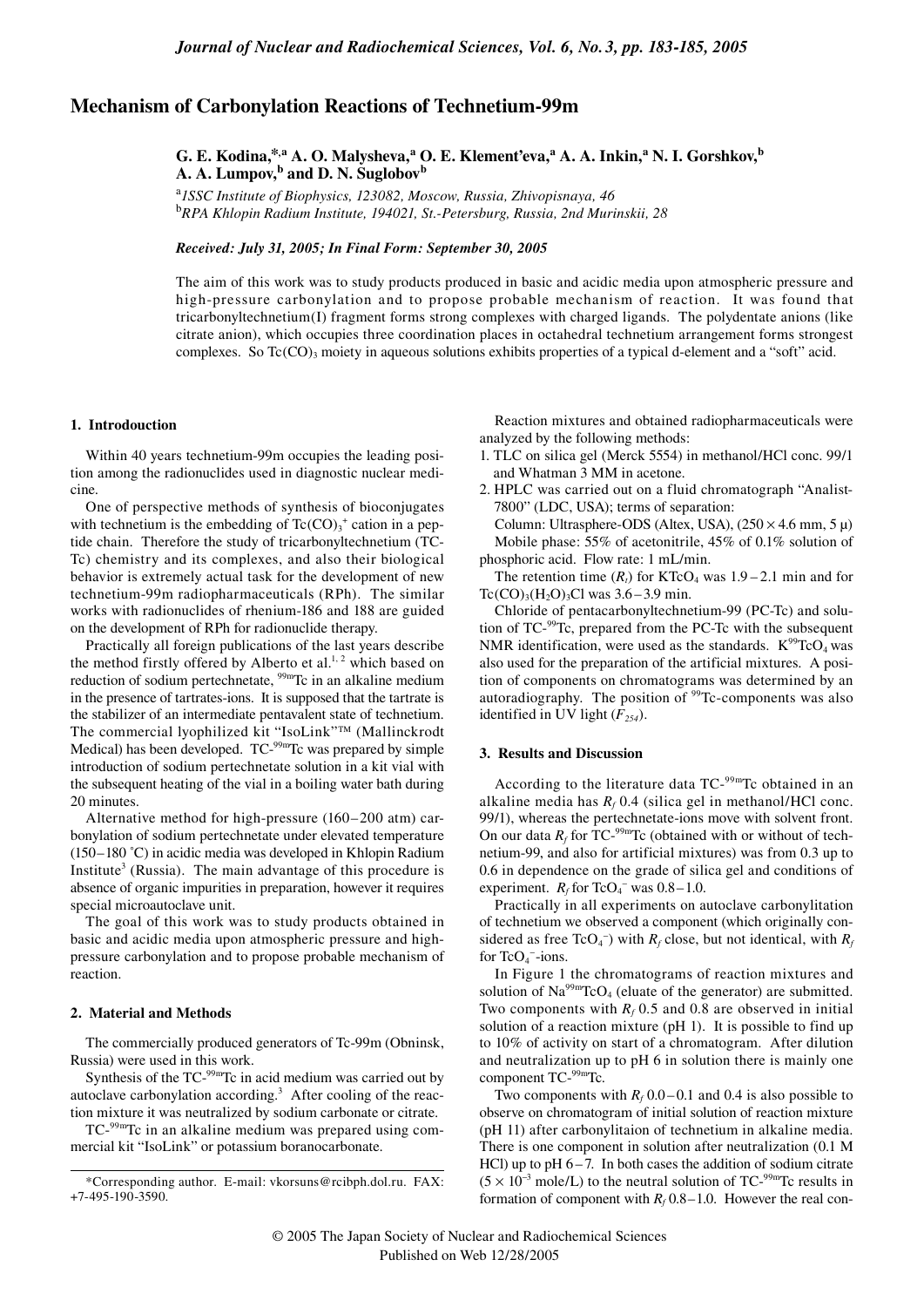# Mechanism of Carbonylation Reactions of Technetium-99m

**G. E. Kodina,\*[,a] A. O. Malysheva,[a] O. E. Klement'eva,[a] A. A. Inkin,[a] N. I. Gorshkov,[b] A. A. Lumpov,[b] and D. N. Suglobov[b]**

[a]*ISSC Institute of Biophysics, 123082, Moscow, Russia, Zhivopisnaya, 46*
[b]*RPA Khlopin Radium Institute, 194021, St.-Petersburg, Russia, 2nd Murinskii, 28*

*Received: July 31, 2005; In Final Form: September 30, 2005*

The aim of this work was to study products produced in basic and acidic media upon atmospheric pressure and high-pressure carbonylation and to propose probable mechanism of reaction. It was found that tricarbonyltechnetium(I) fragment forms strong complexes with charged ligands. The polydentate anions (like citrate anion), which occupies three coordination places in octahedral technetium arrangement forms strongest complexes. So $Tc(CO)_3$ moiety in aqueous solutions exhibits properties of a typical d-element and a "soft" acid.

## 1. Introdouction

Within 40 years technetium-99m occupies the leading position among the radionuclides used in diagnostic nuclear medicine.

One of perspective methods of synthesis of bioconjugates with technetium is the embedding of $Tc(CO)_3^+$ cation in a peptide chain. Therefore the study of tricarbonyltechnetium (TC-Tc) chemistry and its complexes, and also their biological behavior is extremely actual task for the development of new technetium-99m radiopharmaceuticals (RPh). The similar works with radionuclides of rhenium-186 and 188 are guided on the development of RPh for radionuclide therapy.

Practically all foreign publications of the last years describe the method firstly offered by Alberto et al.[1, 2] which based on reduction of sodium pertechnetate, $^{99m}$Tc in an alkaline medium in the presence of tartrates-ions. It is supposed that the tartrate is the stabilizer of an intermediate pentavalent state of technetium. The commercial lyophilized kit "IsoLink"™ (Mallinckrodt Medical) has been developed. TC-$^{99m}$Tc was prepared by simple introduction of sodium pertechnetate solution in a kit vial with the subsequent heating of the vial in a boiling water bath during 20 minutes.

Alternative method for high-pressure (160–200 atm) carbonylation of sodium pertechnetate under elevated temperature (150–180 ˚C) in acidic media was developed in Khlopin Radium Institute[3] (Russia). The main advantage of this procedure is absence of organic impurities in preparation, however it requires special microautoclave unit.

The goal of this work was to study products obtained in basic and acidic media upon atmospheric pressure and high-pressure carbonylation and to propose probable mechanism of reaction.

## 2. Material and Methods

The commercially produced generators of Tc-99m (Obninsk, Russia) were used in this work.

Synthesis of the TC-$^{99m}$Tc in acid medium was carried out by autoclave carbonylation according.[3] After cooling of the reaction mixture it was neutralized by sodium carbonate or citrate.

TC-$^{99m}$Tc in an alkaline medium was prepared using commercial kit "IsoLink" or potassium boranocarbonate.

Reaction mixtures and obtained radiopharmaceuticals were analyzed by the following methods:

1. TLC on silica gel (Merck 5554) in methanol/HCl conc. 99/1 and Whatman 3 MM in acetone.
2. HPLC was carried out on a fluid chromatograph "Analist-7800" (LDC, USA); terms of separation:
   Column: Ultrasphere-ODS (Altex, USA), (250 × 4.6 mm, 5 μ)
   Mobile phase: 55% of acetonitrile, 45% of 0.1% solution of phosphoric acid. Flow rate: 1 mL/min.

The retention time ($R_t$) for $KTcO_4$ was 1.9 – 2.1 min and for $Tc(CO)_3(H_2O)_3Cl$ was 3.6 – 3.9 min.

Chloride of pentacarbonyltechnetium-99 (PC-Tc) and solution of TC-$^{99}$Tc, prepared from the PC-Tc with the subsequent NMR identification, were used as the standards. $K^{99}TcO_4$ was also used for the preparation of the artificial mixtures. A position of components on chromatograms was determined by an autoradiography. The position of $^{99}$Tc-components was also identified in UV light ($F_{254}$).

## 3. Results and Discussion

According to the literature data TC-$^{99m}$Tc obtained in an alkaline media has $R_f$ 0.4 (silica gel in methanol/HCl conc. 99/1), whereas the pertechnetate-ions move with solvent front. On our data $R_f$ for TC-$^{99m}$Tc (obtained with or without of technetium-99, and also for artificial mixtures) was from 0.3 up to 0.6 in dependence on the grade of silica gel and conditions of experiment. $R_f$ for $TcO_4^-$ was 0.8 – 1.0.

Practically in all experiments on autoclave carbonylitation of technetium we observed a component (which originally considered as free $TcO_4^-$) with $R_f$ close, but not identical, with $R_f$ for $TcO_4^-$-ions.

In Figure 1 the chromatograms of reaction mixtures and solution of $Na^{99m}TcO_4$ (eluate of the generator) are submitted. Two components with $R_f$ 0.5 and 0.8 are observed in initial solution of a reaction mixture (pH 1). It is possible to find up to 10% of activity on start of a chromatogram. After dilution and neutralization up to pH 6 in solution there is mainly one component TC-$^{99m}$Tc.

Two components with $R_f$ 0.0 – 0.1 and 0.4 is also possible to observe on chromatogram of initial solution of reaction mixture (pH 11) after carbonylitaion of technetium in alkaline media. There is one component in solution after neutralization (0.1 M HCl) up to pH 6 – 7. In both cases the addition of sodium citrate ($5 \times 10^{-3}$ mole/L) to the neutral solution of TC-$^{99m}$Tc results in formation of component with $R_f$ 0.8 – 1.0. However the real con-

\*Corresponding author. E-mail: vkorsuns@rcibph.dol.ru. FAX: +7-495-190-3590.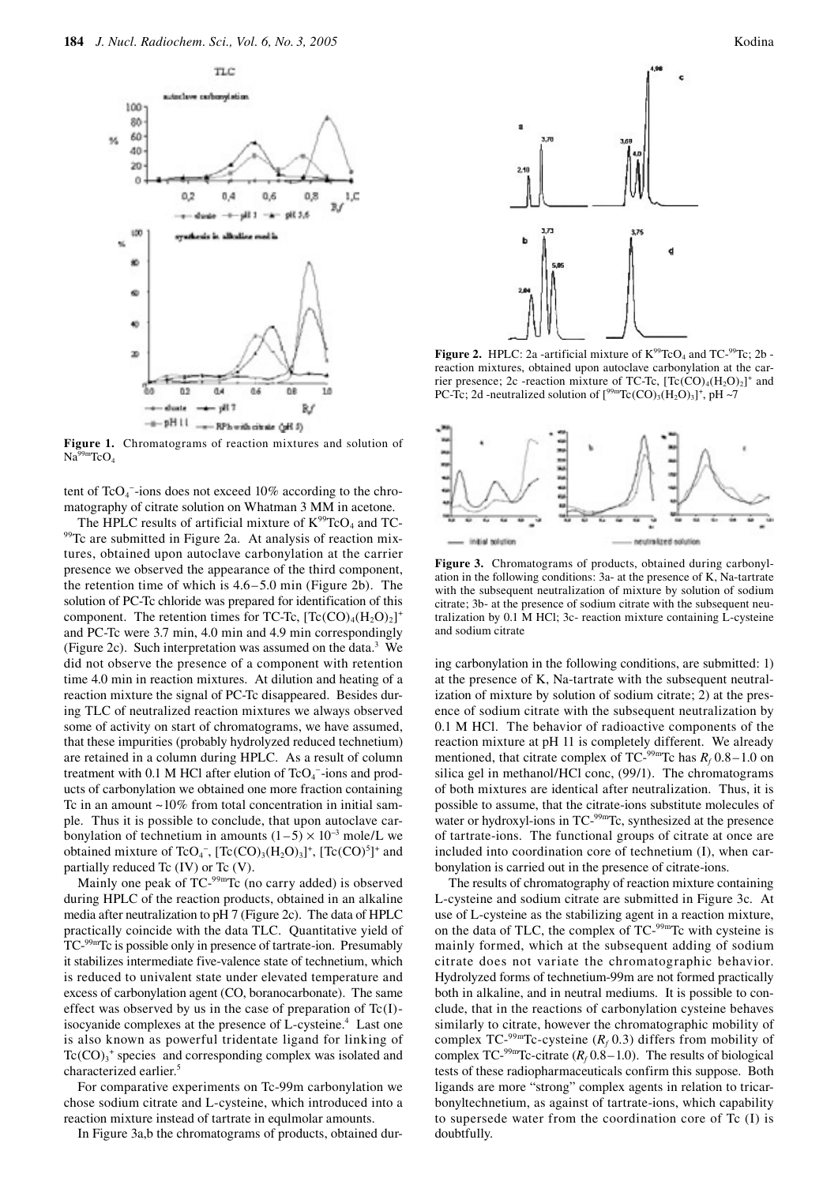**Figure 1.** Chromatograms of reaction mixtures and solution of $Na^{99m}TcO_4$

tent of $TcO_4^-$-ions does not exceed 10% according to the chromatography of citrate solution on Whatman 3 MM in acetone.

The HPLC results of artificial mixture of $K^{99}TcO_4$ and TC-$^{99}$Tc are submitted in Figure 2a. At analysis of reaction mixtures, obtained upon autoclave carbonylation at the carrier presence we observed the appearance of the third component, the retention time of which is 4.6–5.0 min (Figure 2b). The solution of PC-Tc chloride was prepared for identification of this component. The retention times for TC-Tc, $[Tc(CO)_4(H_2O)_2]^+$ and PC-Tc were 3.7 min, 4.0 min and 4.9 min correspondingly (Figure 2c). Such interpretation was assumed on the data.[3] We did not observe the presence of a component with retention time 4.0 min in reaction mixtures. At dilution and heating of a reaction mixture the signal of PC-Tc disappeared. Besides during TLC of neutralized reaction mixtures we always observed some of activity on start of chromatograms, we have assumed, that these impurities (probably hydrolyzed reduced technetium) are retained in a column during HPLC. As a result of column treatment with 0.1 M HCl after elution of $TcO_4^-$-ions and products of carbonylation we obtained one more fraction containing Tc in an amount ~10% from total concentration in initial sample. Thus it is possible to conclude, that upon autoclave carbonylation of technetium in amounts $(1-5) \times 10^{-3}$ mole/L we obtained mixture of $TcO_4^-$, $[Tc(CO)_3(H_2O)_3]^+$, $[Tc(CO)^5]^+$ and partially reduced Tc (IV) or Tc (V).

Mainly one peak of TC-$^{99m}$Tc (no carry added) is observed during HPLC of the reaction products, obtained in an alkaline media after neutralization to pH 7 (Figure 2c). The data of HPLC practically coincide with the data TLC. Quantitative yield of TC-$^{99m}$Tc is possible only in presence of tartrate-ion. Presumably it stabilizes intermediate five-valence state of technetium, which is reduced to univalent state under elevated temperature and excess of carbonylation agent (CO, boranocarbonate). The same effect was observed by us in the case of preparation of Tc(I)-isocyanide complexes at the presence of L-cysteine.[4] Last one is also known as powerful tridentate ligand for linking of $Tc(CO)_3^+$ species and corresponding complex was isolated and characterized earlier.[5]

For comparative experiments on Tc-99m carbonylation we chose sodium citrate and L-cysteine, which introduced into a reaction mixture instead of tartrate in equlmolar amounts.

In Figure 3a,b the chromatograms of products, obtained during carbonylation in the following conditions, are submitted: 1) at the presence of K, Na-tartrate with the subsequent neutralization of mixture by solution of sodium citrate; 2) at the presence of sodium citrate with the subsequent neutralization by 0.1 M HCl. The behavior of radioactive components of the reaction mixture at pH 11 is completely different. We already mentioned, that citrate complex of TC-$^{99m}$Tc has $R_f$ 0.8–1.0 on silica gel in methanol/HCl conc, (99/1). The chromatograms of both mixtures are identical after neutralization. Thus, it is possible to assume, that the citrate-ions substitute molecules of water or hydroxyl-ions in TC-$^{99m}$Tc, synthesized at the presence of tartrate-ions. The functional groups of citrate at once are included into coordination core of technetium (I), when carbonylation is carried out in the presence of citrate-ions.

The results of chromatography of reaction mixture containing L-cysteine and sodium citrate are submitted in Figure 3c. At use of L-cysteine as the stabilizing agent in a reaction mixture, on the data of TLC, the complex of TC-$^{99m}$Tc with cysteine is mainly formed, which at the subsequent adding of sodium citrate does not variate the chromatographic behavior. Hydrolyzed forms of technetium-99m are not formed practically both in alkaline, and in neutral mediums. It is possible to conclude, that in the reactions of carbonylation cysteine behaves similarly to citrate, however the chromatographic mobility of complex TC-$^{99m}$Tc-cysteine ($R_f$ 0.3) differs from mobility of complex TC-$^{99m}$Tc-citrate ($R_f$ 0.8–1.0). The results of biological tests of these radiopharmaceuticals confirm this suppose. Both ligands are more "strong" complex agents in relation to tricarbonyltechnetium, as against of tartrate-ions, which capability to supersede water from the coordination core of Tc (I) is doubtfully.

**Figure 2.** HPLC: 2a -artificial mixture of $K^{99}TcO_4$ and TC-$^{99}$Tc; 2b - reaction mixtures, obtained upon autoclave carbonylation at the carrier presence; 2c -reaction mixture of TC-Tc, $[Tc(CO)_4(H_2O)_2]^+$ and PC-Tc; 2d -neutralized solution of $[^{99m}Tc(CO)_3(H_2O)_3]^+$, pH ~7

**Figure 3.** Chromatograms of products, obtained during carbonylation in the following conditions: 3a- at the presence of K, Na-tartrate with the subsequent neutralization of mixture by solution of sodium citrate; 3b- at the presence of sodium citrate with the subsequent neutralization by 0.1 M HCl; 3c- reaction mixture containing L-cysteine and sodium citrate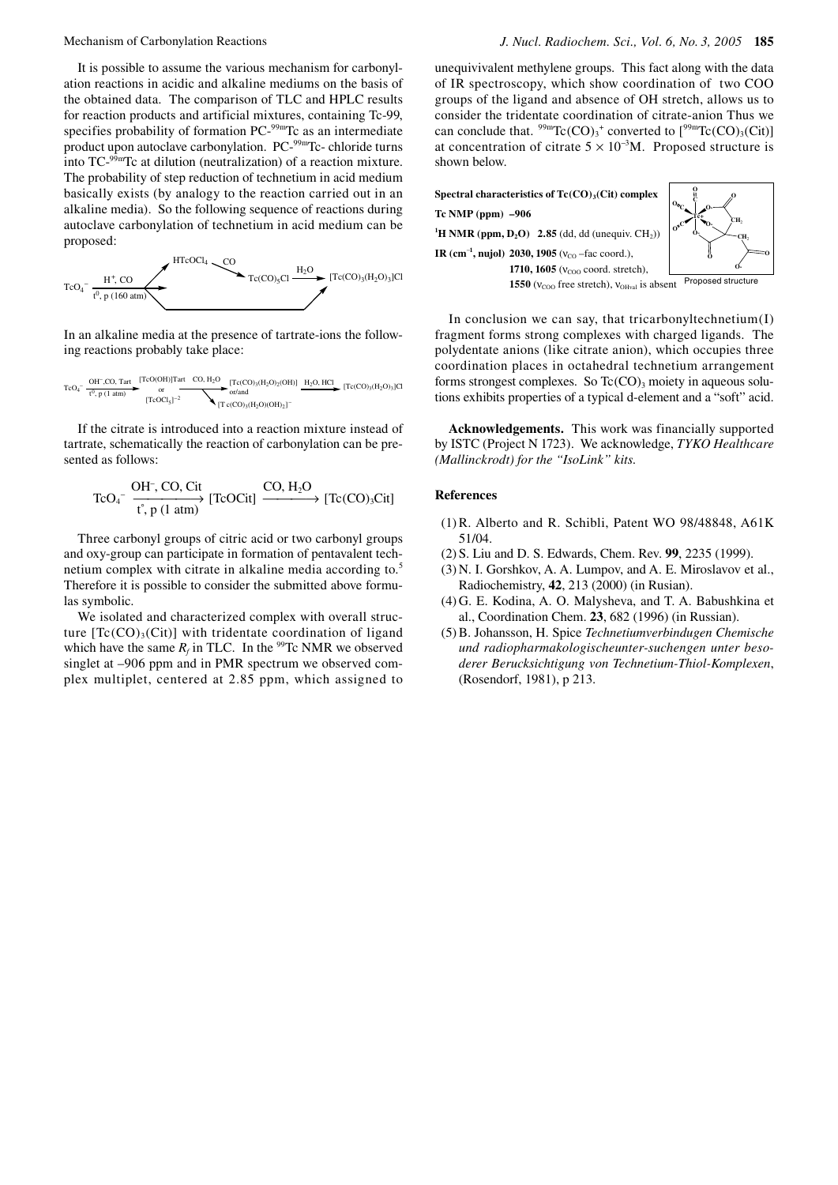It is possible to assume the various mechanism for carbonylation reactions in acidic and alkaline mediums on the basis of the obtained data. The comparison of TLC and HPLC results for reaction products and artificial mixtures, containing Tc-99, specifies probability of formation PC-$^{99m}$Tc as an intermediate product upon autoclave carbonylation. PC-$^{99m}$Tc- chloride turns into TC-$^{99m}$Tc at dilution (neutralization) of a reaction mixture. The probability of step reduction of technetium in acid medium basically exists (by analogy to the reaction carried out in an alkaline media). So the following sequence of reactions during autoclave carbonylation of technetium in acid medium can be proposed:

$$TcO_4^- \xrightarrow[t^0,\ p\ (160\ atm)]{H^+,\ CO} HTcOCl_4 \xrightarrow{CO} Tc(CO)_5Cl \xrightarrow{H_2O} [Tc(CO)_3(H_2O)_3]Cl$$

In an alkaline media at the presence of tartrate-ions the following reactions probably take place:

$$TcO_4^- \xrightarrow[t^0,\ p\ (1\ atm)]{OH^-,CO,\ Tart} [TcO(OH)]Tart \text{ or } [TcOCl_5]^{-2} \xrightarrow{CO,\ H_2O} [Tc(CO)_3(H_2O)_2(OH)] \text{ or/and } [Tc(CO)_3(H_2O)(OH)_2]^- \xrightarrow{H_2O,\ HCl} [Tc(CO)_3(H_2O)_3]Cl$$

If the citrate is introduced into a reaction mixture instead of tartrate, schematically the reaction of carbonylation can be presented as follows:

$$TcO_4^- \xrightarrow[t^\circ,\ p\ (1\ atm)]{OH^-,\ CO,\ Cit} [TcOCit] \xrightarrow{CO,\ H_2O} [Tc(CO)_3Cit]$$

Three carbonyl groups of citric acid or two carbonyl groups and oxy-group can participate in formation of pentavalent technetium complex with citrate in alkaline media according to.[5] Therefore it is possible to consider the submitted above formulas symbolic.

We isolated and characterized complex with overall structure $[Tc(CO)_3(Cit)]$ with tridentate coordination of ligand which have the same $R_f$ in TLC. In the $^{99}$Tc NMR we observed singlet at –906 ppm and in PMR spectrum we observed complex multiplet, centered at 2.85 ppm, which assigned to unequivivalent methylene groups. This fact along with the data of IR spectroscopy, which show coordination of two COO groups of the ligand and absence of OH stretch, allows us to consider the tridentate coordination of citrate-anion Thus we can conclude that. $^{99m}Tc(CO)_3^+$ converted to $[^{99m}Tc(CO)_3(Cit)]$ at concentration of citrate $5 \times 10^{-3}$M. Proposed structure is shown below.

**Spectral characteristics of $Tc(CO)_3(Cit)$ complex**

**Tc NMP (ppm) –906**

**$^1$H NMR (ppm, $D_2O$) 2.85** (dd, dd (unequiv. $CH_2$))

**IR (cm$^{-1}$, nujol) 2030, 1905** ($\nu_{CO}$ –fac coord.),
**1710, 1605** ($\nu_{COO}$ coord. stretch),
**1550** ($\nu_{COO}$ free stretch), $\nu_{OHval}$ is absent

Proposed structure

In conclusion we can say, that tricarbonyltechnetium(I) fragment forms strong complexes with charged ligands. The polydentate anions (like citrate anion), which occupies three coordination places in octahedral technetium arrangement forms strongest complexes. So $Tc(CO)_3$ moiety in aqueous solutions exhibits properties of a typical d-element and a "soft" acid.

**Acknowledgements.** This work was financially supported by ISTC (Project N 1723). We acknowledge, *TYKO Healthcare (Mallinckrodt) for the "IsoLink" kits.*

## References

(1) R. Alberto and R. Schibli, Patent WO 98/48848, A61K 51/04.
(2) S. Liu and D. S. Edwards, Chem. Rev. **99**, 2235 (1999).
(3) N. I. Gorshkov, A. A. Lumpov, and A. E. Miroslavov et al., Radiochemistry, **42**, 213 (2000) (in Rusian).
(4) G. E. Kodina, A. O. Malysheva, and T. A. Babushkina et al., Coordination Chem. **23**, 682 (1996) (in Russian).
(5) B. Johansson, H. Spice *Technetiumverbindugen Chemische und radiopharmakologischeunter-suchengen unter besoderer Berucksichtigung von Technetium-Thiol-Komplexen*, (Rosendorf, 1981), p 213.